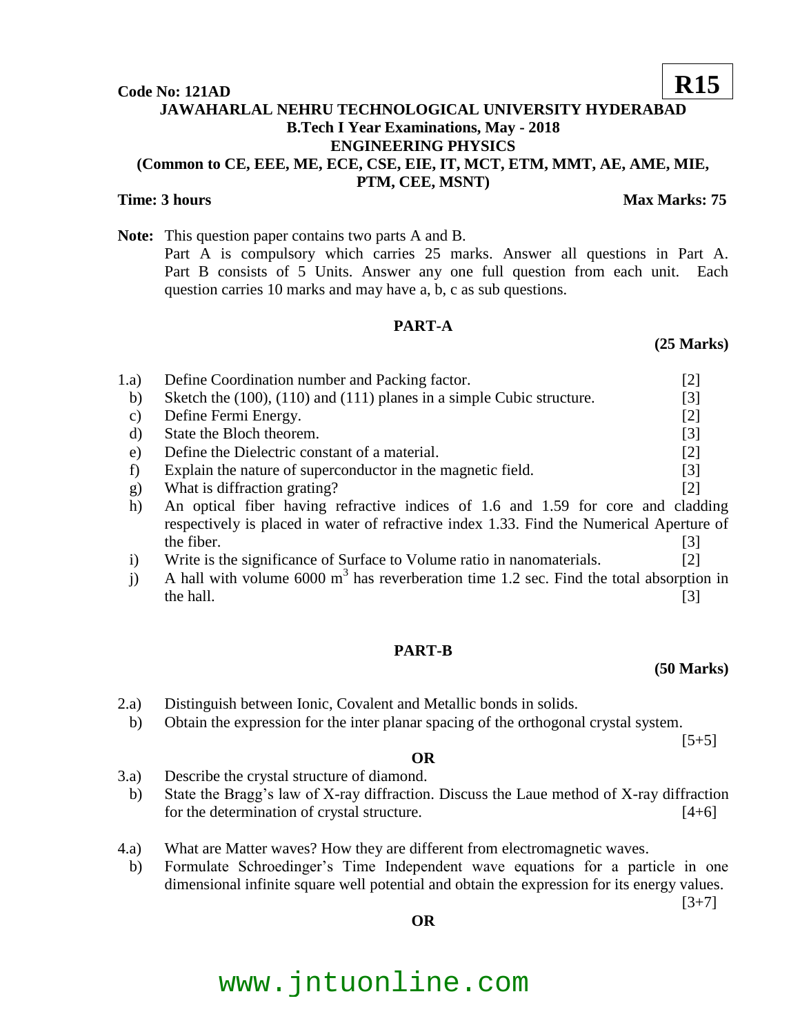**Code No: 121AD** **R15**

# JAWAHARLAL NEHRU TECHNOLOGICAL UNIVERSITY HYDERABAD

## B.Tech I Year Examinations, May - 2018

## ENGINEERING PHYSICS

**(Common to CE, EEE, ME, ECE, CSE, EIE, IT, MCT, ETM, MMT, AE, AME, MIE, PTM, CEE, MSNT)**

**Time: 3 hours** **Max Marks: 75**

**Note:** This question paper contains two parts A and B.
Part A is compulsory which carries 25 marks. Answer all questions in Part A. Part B consists of 5 Units. Answer any one full question from each unit. Each question carries 10 marks and may have a, b, c as sub questions.

## PART-A

**(25 Marks)**

1.a) Define Coordination number and Packing factor. [2]

b) Sketch the (100), (110) and (111) planes in a simple Cubic structure. [3]

c) Define Fermi Energy. [2]

d) State the Bloch theorem. [3]

e) Define the Dielectric constant of a material. [2]

f) Explain the nature of superconductor in the magnetic field. [3]

g) What is diffraction grating? [2]

h) An optical fiber having refractive indices of 1.6 and 1.59 for core and cladding respectively is placed in water of refractive index 1.33. Find the Numerical Aperture of the fiber. [3]

i) Write is the significance of Surface to Volume ratio in nanomaterials. [2]

j) A hall with volume 6000 $m^3$ has reverberation time 1.2 sec. Find the total absorption in the hall. [3]

## PART-B

**(50 Marks)**

2.a) Distinguish between Ionic, Covalent and Metallic bonds in solids.

b) Obtain the expression for the inter planar spacing of the orthogonal crystal system. [5+5]

**OR**

3.a) Describe the crystal structure of diamond.

b) State the Bragg's law of X-ray diffraction. Discuss the Laue method of X-ray diffraction for the determination of crystal structure. [4+6]

4.a) What are Matter waves? How they are different from electromagnetic waves.

b) Formulate Schroedinger's Time Independent wave equations for a particle in one dimensional infinite square well potential and obtain the expression for its energy values. [3+7]

**OR**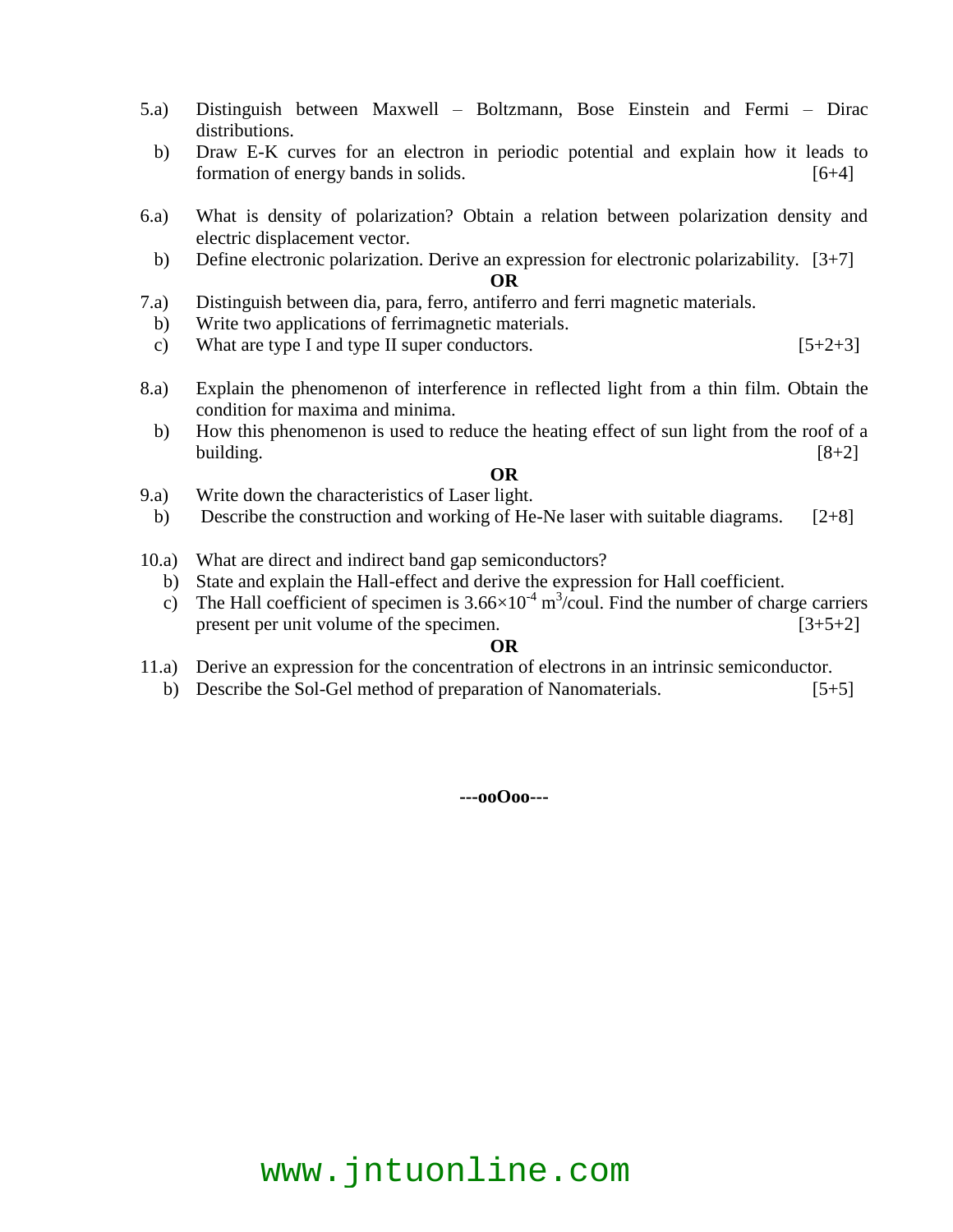5.a) Distinguish between Maxwell – Boltzmann, Bose Einstein and Fermi – Dirac distributions.

b) Draw E-K curves for an electron in periodic potential and explain how it leads to formation of energy bands in solids. [6+4]

6.a) What is density of polarization? Obtain a relation between polarization density and electric displacement vector.

b) Define electronic polarization. Derive an expression for electronic polarizability. [3+7]

**OR**

7.a) Distinguish between dia, para, ferro, antiferro and ferri magnetic materials.

b) Write two applications of ferrimagnetic materials.

c) What are type I and type II super conductors. [5+2+3]

8.a) Explain the phenomenon of interference in reflected light from a thin film. Obtain the condition for maxima and minima.

b) How this phenomenon is used to reduce the heating effect of sun light from the roof of a building. [8+2]

**OR**

9.a) Write down the characteristics of Laser light.

b) Describe the construction and working of He-Ne laser with suitable diagrams. [2+8]

10.a) What are direct and indirect band gap semiconductors?

b) State and explain the Hall-effect and derive the expression for Hall coefficient.

c) The Hall coefficient of specimen is $3.66\times10^{-4}$ $m^3$/coul. Find the number of charge carriers present per unit volume of the specimen. [3+5+2]

**OR**

11.a) Derive an expression for the concentration of electrons in an intrinsic semiconductor.

b) Describe the Sol-Gel method of preparation of Nanomaterials. [5+5]

**---ooOoo---**